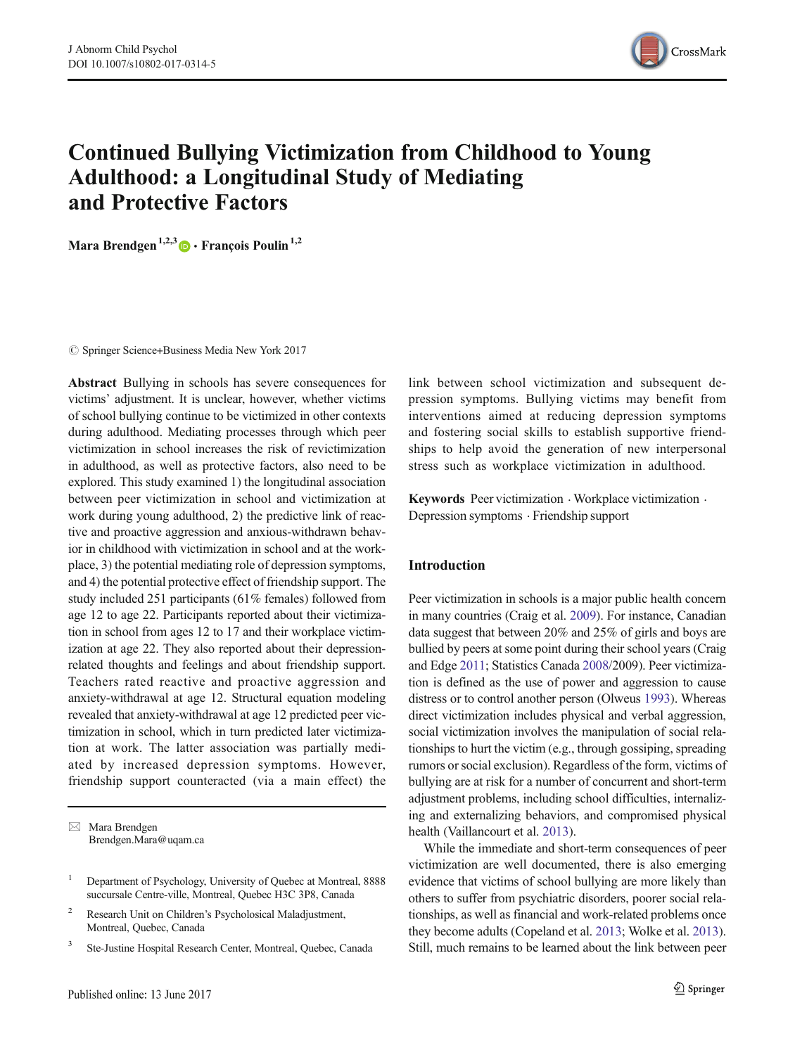# Continued Bullying Victimization from Childhood to Young Adulthood: a Longitudinal Study of Mediating and Protective Factors

**Mara Brendgen**[1,2,3] · **François Poulin**[1,2]

© Springer Science+Business Media New York 2017

**Abstract** Bullying in schools has severe consequences for victims' adjustment. It is unclear, however, whether victims of school bullying continue to be victimized in other contexts during adulthood. Mediating processes through which peer victimization in school increases the risk of revictimization in adulthood, as well as protective factors, also need to be explored. This study examined 1) the longitudinal association between peer victimization in school and victimization at work during young adulthood, 2) the predictive link of reactive and proactive aggression and anxious-withdrawn behavior in childhood with victimization in school and at the workplace, 3) the potential mediating role of depression symptoms, and 4) the potential protective effect of friendship support. The study included 251 participants (61% females) followed from age 12 to age 22. Participants reported about their victimization in school from ages 12 to 17 and their workplace victimization at age 22. They also reported about their depression-related thoughts and feelings and about friendship support. Teachers rated reactive and proactive aggression and anxiety-withdrawal at age 12. Structural equation modeling revealed that anxiety-withdrawal at age 12 predicted peer victimization in school, which in turn predicted later victimization at work. The latter association was partially mediated by increased depression symptoms. However, friendship support counteracted (via a main effect) the link between school victimization and subsequent depression symptoms. Bullying victims may benefit from interventions aimed at reducing depression symptoms and fostering social skills to establish supportive friendships to help avoid the generation of new interpersonal stress such as workplace victimization in adulthood.

**Keywords** Peer victimization · Workplace victimization · Depression symptoms · Friendship support

✉ Mara Brendgen
Brendgen.Mara@uqam.ca

[1] Department of Psychology, University of Quebec at Montreal, 8888 succursale Centre-ville, Montreal, Quebec H3C 3P8, Canada

[2] Research Unit on Children's Psychosolical Maladjustment, Montreal, Quebec, Canada

[3] Ste-Justine Hospital Research Center, Montreal, Quebec, Canada

## Introduction

Peer victimization in schools is a major public health concern in many countries (Craig et al. 2009). For instance, Canadian data suggest that between 20% and 25% of girls and boys are bullied by peers at some point during their school years (Craig and Edge 2011; Statistics Canada 2008/2009). Peer victimization is defined as the use of power and aggression to cause distress or to control another person (Olweus 1993). Whereas direct victimization includes physical and verbal aggression, social victimization involves the manipulation of social relationships to hurt the victim (e.g., through gossiping, spreading rumors or social exclusion). Regardless of the form, victims of bullying are at risk for a number of concurrent and short-term adjustment problems, including school difficulties, internalizing and externalizing behaviors, and compromised physical health (Vaillancourt et al. 2013).

While the immediate and short-term consequences of peer victimization are well documented, there is also emerging evidence that victims of school bullying are more likely than others to suffer from psychiatric disorders, poorer social relationships, as well as financial and work-related problems once they become adults (Copeland et al. 2013; Wolke et al. 2013). Still, much remains to be learned about the link between peer

Published online: 13 June 2017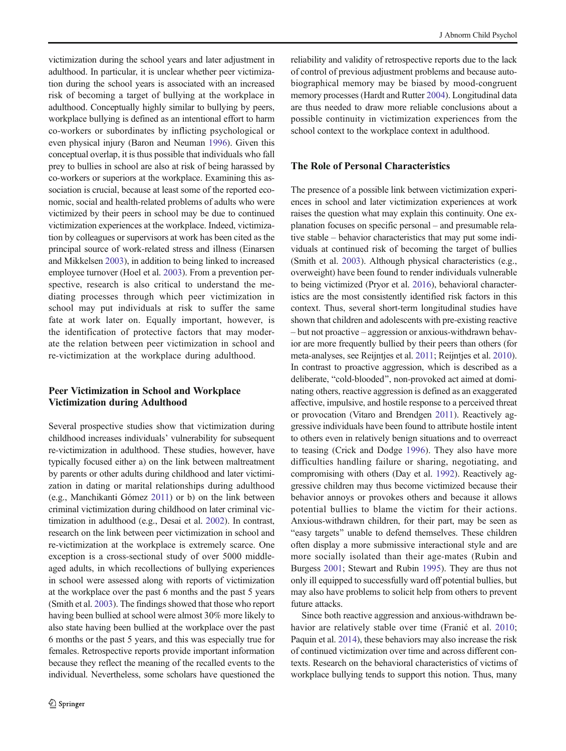victimization during the school years and later adjustment in adulthood. In particular, it is unclear whether peer victimization during the school years is associated with an increased risk of becoming a target of bullying at the workplace in adulthood. Conceptually highly similar to bullying by peers, workplace bullying is defined as an intentional effort to harm co-workers or subordinates by inflicting psychological or even physical injury (Baron and Neuman 1996). Given this conceptual overlap, it is thus possible that individuals who fall prey to bullies in school are also at risk of being harassed by co-workers or superiors at the workplace. Examining this association is crucial, because at least some of the reported economic, social and health-related problems of adults who were victimized by their peers in school may be due to continued victimization experiences at the workplace. Indeed, victimization by colleagues or supervisors at work has been cited as the principal source of work-related stress and illness (Einarsen and Mikkelsen 2003), in addition to being linked to increased employee turnover (Hoel et al. 2003). From a prevention perspective, research is also critical to understand the mediating processes through which peer victimization in school may put individuals at risk to suffer the same fate at work later on. Equally important, however, is the identification of protective factors that may moderate the relation between peer victimization in school and re-victimization at the workplace during adulthood.

## Peer Victimization in School and Workplace Victimization during Adulthood

Several prospective studies show that victimization during childhood increases individuals' vulnerability for subsequent re-victimization in adulthood. These studies, however, have typically focused either a) on the link between maltreatment by parents or other adults during childhood and later victimization in dating or marital relationships during adulthood (e.g., Manchikanti Gómez 2011) or b) on the link between criminal victimization during childhood on later criminal victimization in adulthood (e.g., Desai et al. 2002). In contrast, research on the link between peer victimization in school and re-victimization at the workplace is extremely scarce. One exception is a cross-sectional study of over 5000 middle-aged adults, in which recollections of bullying experiences in school were assessed along with reports of victimization at the workplace over the past 6 months and the past 5 years (Smith et al. 2003). The findings showed that those who report having been bullied at school were almost 30% more likely to also state having been bullied at the workplace over the past 6 months or the past 5 years, and this was especially true for females. Retrospective reports provide important information because they reflect the meaning of the recalled events to the individual. Nevertheless, some scholars have questioned the reliability and validity of retrospective reports due to the lack of control of previous adjustment problems and because autobiographical memory may be biased by mood-congruent memory processes (Hardt and Rutter 2004). Longitudinal data are thus needed to draw more reliable conclusions about a possible continuity in victimization experiences from the school context to the workplace context in adulthood.

## The Role of Personal Characteristics

The presence of a possible link between victimization experiences in school and later victimization experiences at work raises the question what may explain this continuity. One explanation focuses on specific personal – and presumable relative stable – behavior characteristics that may put some individuals at continued risk of becoming the target of bullies (Smith et al. 2003). Although physical characteristics (e.g., overweight) have been found to render individuals vulnerable to being victimized (Pryor et al. 2016), behavioral characteristics are the most consistently identified risk factors in this context. Thus, several short-term longitudinal studies have shown that children and adolescents with pre-existing reactive – but not proactive – aggression or anxious-withdrawn behavior are more frequently bullied by their peers than others (for meta-analyses, see Reijntjes et al. 2011; Reijntjes et al. 2010). In contrast to proactive aggression, which is described as a deliberate, "cold-blooded", non-provoked act aimed at dominating others, reactive aggression is defined as an exaggerated affective, impulsive, and hostile response to a perceived threat or provocation (Vitaro and Brendgen 2011). Reactively aggressive individuals have been found to attribute hostile intent to others even in relatively benign situations and to overreact to teasing (Crick and Dodge 1996). They also have more difficulties handling failure or sharing, negotiating, and compromising with others (Day et al. 1992). Reactively aggressive children may thus become victimized because their behavior annoys or provokes others and because it allows potential bullies to blame the victim for their actions. Anxious-withdrawn children, for their part, may be seen as "easy targets" unable to defend themselves. These children often display a more submissive interactional style and are more socially isolated than their age-mates (Rubin and Burgess 2001; Stewart and Rubin 1995). They are thus not only ill equipped to successfully ward off potential bullies, but may also have problems to solicit help from others to prevent future attacks.

Since both reactive aggression and anxious-withdrawn behavior are relatively stable over time (Franić et al. 2010; Paquin et al. 2014), these behaviors may also increase the risk of continued victimization over time and across different contexts. Research on the behavioral characteristics of victims of workplace bullying tends to support this notion. Thus, many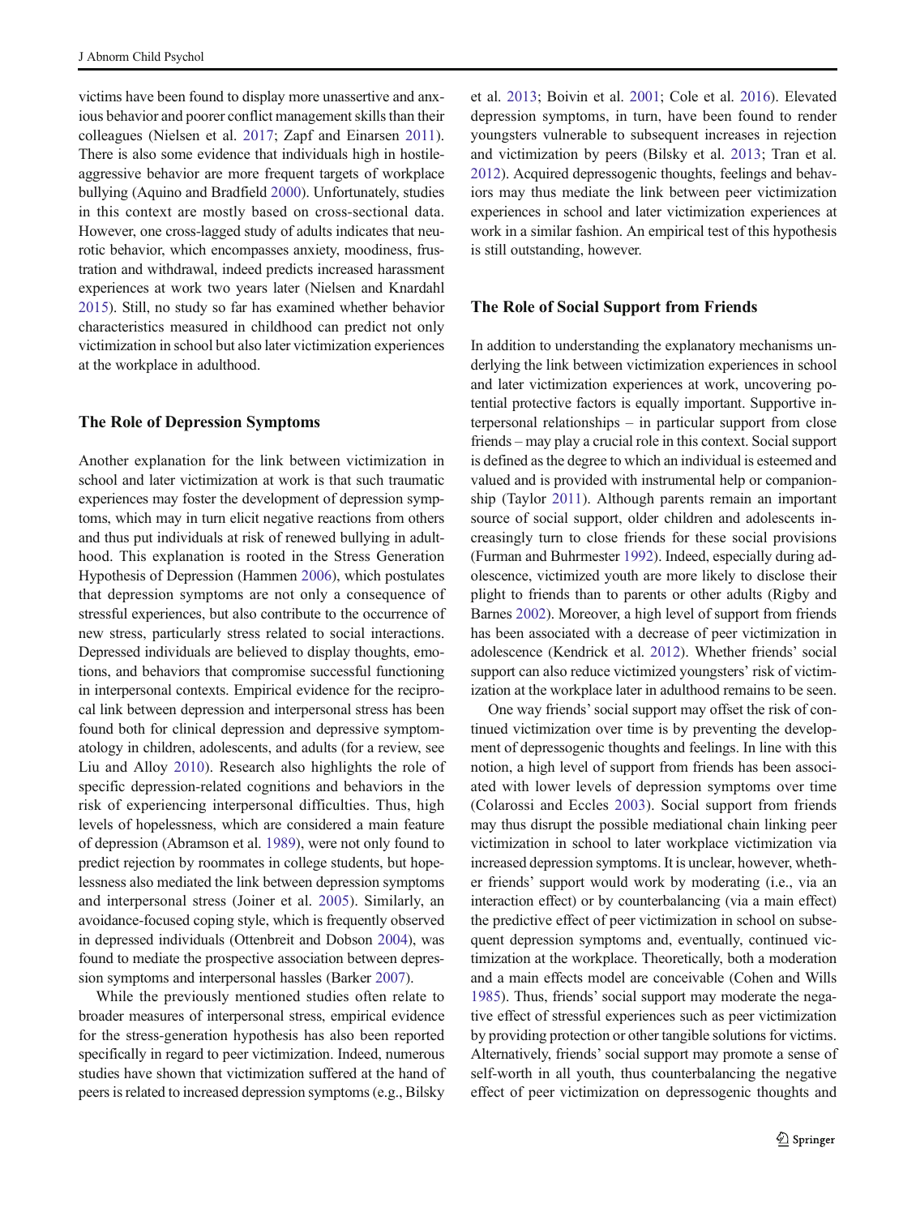victims have been found to display more unassertive and anxious behavior and poorer conflict management skills than their colleagues (Nielsen et al. 2017; Zapf and Einarsen 2011). There is also some evidence that individuals high in hostile-aggressive behavior are more frequent targets of workplace bullying (Aquino and Bradfield 2000). Unfortunately, studies in this context are mostly based on cross-sectional data. However, one cross-lagged study of adults indicates that neurotic behavior, which encompasses anxiety, moodiness, frustration and withdrawal, indeed predicts increased harassment experiences at work two years later (Nielsen and Knardahl 2015). Still, no study so far has examined whether behavior characteristics measured in childhood can predict not only victimization in school but also later victimization experiences at the workplace in adulthood.

## The Role of Depression Symptoms

Another explanation for the link between victimization in school and later victimization at work is that such traumatic experiences may foster the development of depression symptoms, which may in turn elicit negative reactions from others and thus put individuals at risk of renewed bullying in adulthood. This explanation is rooted in the Stress Generation Hypothesis of Depression (Hammen 2006), which postulates that depression symptoms are not only a consequence of stressful experiences, but also contribute to the occurrence of new stress, particularly stress related to social interactions. Depressed individuals are believed to display thoughts, emotions, and behaviors that compromise successful functioning in interpersonal contexts. Empirical evidence for the reciprocal link between depression and interpersonal stress has been found both for clinical depression and depressive symptomatology in children, adolescents, and adults (for a review, see Liu and Alloy 2010). Research also highlights the role of specific depression-related cognitions and behaviors in the risk of experiencing interpersonal difficulties. Thus, high levels of hopelessness, which are considered a main feature of depression (Abramson et al. 1989), were not only found to predict rejection by roommates in college students, but hopelessness also mediated the link between depression symptoms and interpersonal stress (Joiner et al. 2005). Similarly, an avoidance-focused coping style, which is frequently observed in depressed individuals (Ottenbreit and Dobson 2004), was found to mediate the prospective association between depression symptoms and interpersonal hassles (Barker 2007).

While the previously mentioned studies often relate to broader measures of interpersonal stress, empirical evidence for the stress-generation hypothesis has also been reported specifically in regard to peer victimization. Indeed, numerous studies have shown that victimization suffered at the hand of peers is related to increased depression symptoms (e.g., Bilsky et al. 2013; Boivin et al. 2001; Cole et al. 2016). Elevated depression symptoms, in turn, have been found to render youngsters vulnerable to subsequent increases in rejection and victimization by peers (Bilsky et al. 2013; Tran et al. 2012). Acquired depressogenic thoughts, feelings and behaviors may thus mediate the link between peer victimization experiences in school and later victimization experiences at work in a similar fashion. An empirical test of this hypothesis is still outstanding, however.

## The Role of Social Support from Friends

In addition to understanding the explanatory mechanisms underlying the link between victimization experiences in school and later victimization experiences at work, uncovering potential protective factors is equally important. Supportive interpersonal relationships – in particular support from close friends – may play a crucial role in this context. Social support is defined as the degree to which an individual is esteemed and valued and is provided with instrumental help or companionship (Taylor 2011). Although parents remain an important source of social support, older children and adolescents increasingly turn to close friends for these social provisions (Furman and Buhrmester 1992). Indeed, especially during adolescence, victimized youth are more likely to disclose their plight to friends than to parents or other adults (Rigby and Barnes 2002). Moreover, a high level of support from friends has been associated with a decrease of peer victimization in adolescence (Kendrick et al. 2012). Whether friends' social support can also reduce victimized youngsters' risk of victimization at the workplace later in adulthood remains to be seen.

One way friends' social support may offset the risk of continued victimization over time is by preventing the development of depressogenic thoughts and feelings. In line with this notion, a high level of support from friends has been associated with lower levels of depression symptoms over time (Colarossi and Eccles 2003). Social support from friends may thus disrupt the possible mediational chain linking peer victimization in school to later workplace victimization via increased depression symptoms. It is unclear, however, whether friends' support would work by moderating (i.e., via an interaction effect) or by counterbalancing (via a main effect) the predictive effect of peer victimization in school on subsequent depression symptoms and, eventually, continued victimization at the workplace. Theoretically, both a moderation and a main effects model are conceivable (Cohen and Wills 1985). Thus, friends' social support may moderate the negative effect of stressful experiences such as peer victimization by providing protection or other tangible solutions for victims. Alternatively, friends' social support may promote a sense of self-worth in all youth, thus counterbalancing the negative effect of peer victimization on depressogenic thoughts and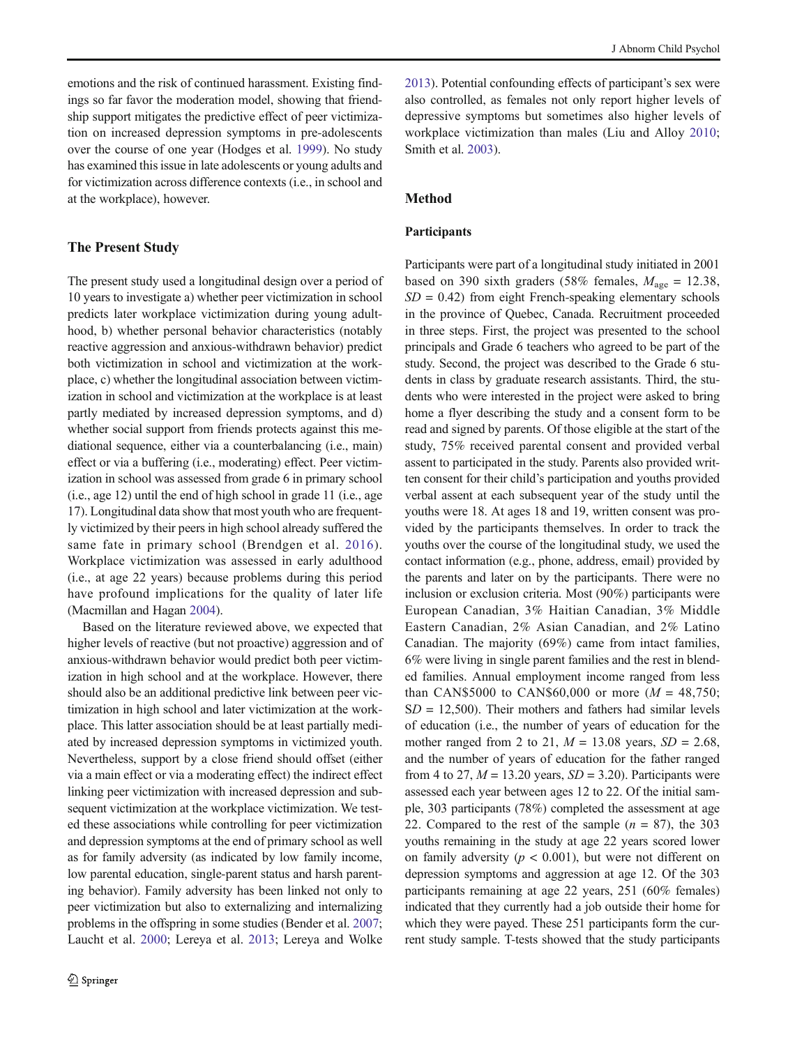emotions and the risk of continued harassment. Existing findings so far favor the moderation model, showing that friendship support mitigates the predictive effect of peer victimization on increased depression symptoms in pre-adolescents over the course of one year (Hodges et al. 1999). No study has examined this issue in late adolescents or young adults and for victimization across difference contexts (i.e., in school and at the workplace), however.

## The Present Study

The present study used a longitudinal design over a period of 10 years to investigate a) whether peer victimization in school predicts later workplace victimization during young adulthood, b) whether personal behavior characteristics (notably reactive aggression and anxious-withdrawn behavior) predict both victimization in school and victimization at the workplace, c) whether the longitudinal association between victimization in school and victimization at the workplace is at least partly mediated by increased depression symptoms, and d) whether social support from friends protects against this mediational sequence, either via a counterbalancing (i.e., main) effect or via a buffering (i.e., moderating) effect. Peer victimization in school was assessed from grade 6 in primary school (i.e., age 12) until the end of high school in grade 11 (i.e., age 17). Longitudinal data show that most youth who are frequently victimized by their peers in high school already suffered the same fate in primary school (Brendgen et al. 2016). Workplace victimization was assessed in early adulthood (i.e., at age 22 years) because problems during this period have profound implications for the quality of later life (Macmillan and Hagan 2004).

Based on the literature reviewed above, we expected that higher levels of reactive (but not proactive) aggression and of anxious-withdrawn behavior would predict both peer victimization in high school and at the workplace. However, there should also be an additional predictive link between peer victimization in high school and later victimization at the workplace. This latter association should be at least partially mediated by increased depression symptoms in victimized youth. Nevertheless, support by a close friend should offset (either via a main effect or via a moderating effect) the indirect effect linking peer victimization with increased depression and subsequent victimization at the workplace victimization. We tested these associations while controlling for peer victimization and depression symptoms at the end of primary school as well as for family adversity (as indicated by low family income, low parental education, single-parent status and harsh parenting behavior). Family adversity has been linked not only to peer victimization but also to externalizing and internalizing problems in the offspring in some studies (Bender et al. 2007; Laucht et al. 2000; Lereya et al. 2013; Lereya and Wolke 2013). Potential confounding effects of participant's sex were also controlled, as females not only report higher levels of depressive symptoms but sometimes also higher levels of workplace victimization than males (Liu and Alloy 2010; Smith et al. 2003).

## Method

### Participants

Participants were part of a longitudinal study initiated in 2001 based on 390 sixth graders (58% females, $M_{\text{age}}$ = 12.38, $SD$ = 0.42) from eight French-speaking elementary schools in the province of Quebec, Canada. Recruitment proceeded in three steps. First, the project was presented to the school principals and Grade 6 teachers who agreed to be part of the study. Second, the project was described to the Grade 6 students in class by graduate research assistants. Third, the students who were interested in the project were asked to bring home a flyer describing the study and a consent form to be read and signed by parents. Of those eligible at the start of the study, 75% received parental consent and provided verbal assent to participated in the study. Parents also provided written consent for their child's participation and youths provided verbal assent at each subsequent year of the study until the youths were 18. At ages 18 and 19, written consent was provided by the participants themselves. In order to track the youths over the course of the longitudinal study, we used the contact information (e.g., phone, address, email) provided by the parents and later on by the participants. There were no inclusion or exclusion criteria. Most (90%) participants were European Canadian, 3% Haitian Canadian, 3% Middle Eastern Canadian, 2% Asian Canadian, and 2% Latino Canadian. The majority (69%) came from intact families, 6% were living in single parent families and the rest in blended families. Annual employment income ranged from less than CAN\$5000 to CAN\$60,000 or more ($M$ = 48,750; SD = 12,500). Their mothers and fathers had similar levels of education (i.e., the number of years of education for the mother ranged from 2 to 21, $M$ = 13.08 years, $SD$ = 2.68, and the number of years of education for the father ranged from 4 to 27, $M$ = 13.20 years, $SD$ = 3.20). Participants were assessed each year between ages 12 to 22. Of the initial sample, 303 participants (78%) completed the assessment at age 22. Compared to the rest of the sample ($n$ = 87), the 303 youths remaining in the study at age 22 years scored lower on family adversity ($p < 0.001$), but were not different on depression symptoms and aggression at age 12. Of the 303 participants remaining at age 22 years, 251 (60% females) indicated that they currently had a job outside their home for which they were payed. These 251 participants form the current study sample. T-tests showed that the study participants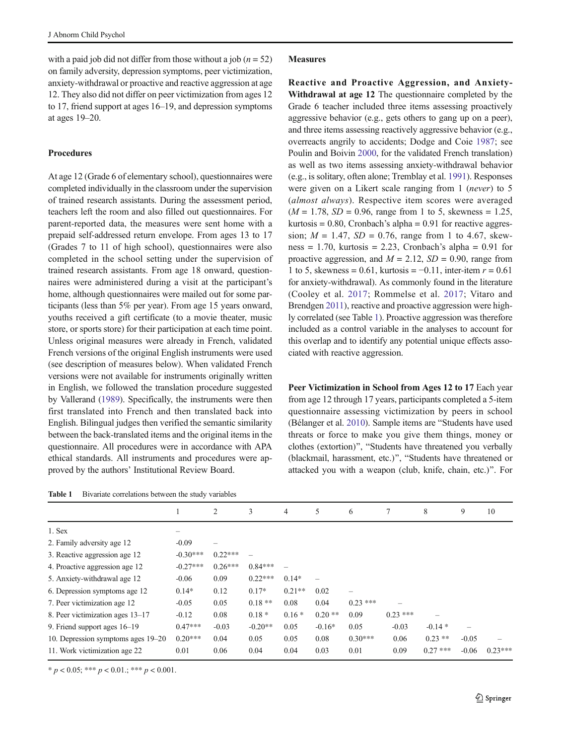with a paid job did not differ from those without a job ($n = 52$) on family adversity, depression symptoms, peer victimization, anxiety-withdrawal or proactive and reactive aggression at age 12. They also did not differ on peer victimization from ages 12 to 17, friend support at ages 16–19, and depression symptoms at ages 19–20.

## Procedures

At age 12 (Grade 6 of elementary school), questionnaires were completed individually in the classroom under the supervision of trained research assistants. During the assessment period, teachers left the room and also filled out questionnaires. For parent-reported data, the measures were sent home with a prepaid self-addressed return envelope. From ages 13 to 17 (Grades 7 to 11 of high school), questionnaires were also completed in the school setting under the supervision of trained research assistants. From age 18 onward, questionnaires were administered during a visit at the participant's home, although questionnaires were mailed out for some participants (less than 5% per year). From age 15 years onward, youths received a gift certificate (to a movie theater, music store, or sports store) for their participation at each time point. Unless original measures were already in French, validated French versions of the original English instruments were used (see description of measures below). When validated French versions were not available for instruments originally written in English, we followed the translation procedure suggested by Vallerand (1989). Specifically, the instruments were then first translated into French and then translated back into English. Bilingual judges then verified the semantic similarity between the back-translated items and the original items in the questionnaire. All procedures were in accordance with APA ethical standards. All instruments and procedures were approved by the authors' Institutional Review Board.

## Measures

**Reactive and Proactive Aggression, and Anxiety-Withdrawal at age 12** The questionnaire completed by the Grade 6 teacher included three items assessing proactively aggressive behavior (e.g., gets others to gang up on a peer), and three items assessing reactively aggressive behavior (e.g., overreacts angrily to accidents; Dodge and Coie 1987; see Poulin and Boivin 2000, for the validated French translation) as well as two items assessing anxiety-withdrawal behavior (e.g., is solitary, often alone; Tremblay et al. 1991). Responses were given on a Likert scale ranging from 1 (*never*) to 5 (*almost always*). Respective item scores were averaged ($M = 1.78$, $SD = 0.96$, range from 1 to 5, skewness = 1.25, kurtosis = 0.80, Cronbach's alpha = 0.91 for reactive aggression; $M = 1.47$, $SD = 0.76$, range from 1 to 4.67, skewness = 1.70, kurtosis = 2.23, Cronbach's alpha = 0.91 for proactive aggression, and $M = 2.12$, $SD = 0.90$, range from 1 to 5, skewness = 0.61, kurtosis = −0.11, inter-item $r = 0.61$ for anxiety-withdrawal). As commonly found in the literature (Cooley et al. 2017; Rommelse et al. 2017; Vitaro and Brendgen 2011), reactive and proactive aggression were highly correlated (see Table 1). Proactive aggression was therefore included as a control variable in the analyses to account for this overlap and to identify any potential unique effects associated with reactive aggression.

**Peer Victimization in School from Ages 12 to 17** Each year from age 12 through 17 years, participants completed a 5-item questionnaire assessing victimization by peers in school (Bélanger et al. 2010). Sample items are "Students have used threats or force to make you give them things, money or clothes (extortion)", "Students have threatened you verbally (blackmail, harassment, etc.)", "Students have threatened or attacked you with a weapon (club, knife, chain, etc.)". For

**Table 1** Bivariate correlations between the study variables

| | 1 | 2 | 3 | 4 | 5 | 6 | 7 | 8 | 9 | 10 |
|---|---|---|---|---|---|---|---|---|---|---|
| 1. Sex | – | | | | | | | | | |
| 2. Family adversity age 12 | -0.09 | – | | | | | | | | |
| 3. Reactive aggression age 12 | -0.30*** | 0.22*** | – | | | | | | | |
| 4. Proactive aggression age 12 | -0.27*** | 0.26*** | 0.84*** | – | | | | | | |
| 5. Anxiety-withdrawal age 12 | -0.06 | 0.09 | 0.22*** | 0.14* | – | | | | | |
| 6. Depression symptoms age 12 | 0.14* | 0.12 | 0.17* | 0.21** | 0.02 | – | | | | |
| 7. Peer victimization age 12 | -0.05 | 0.05 | 0.18 ** | 0.08 | 0.04 | 0.23 *** | – | | | |
| 8. Peer victimization ages 13–17 | -0.12 | 0.08 | 0.18 * | 0.16 * | 0.20 ** | 0.09 | 0.23 *** | – | | |
| 9. Friend support ages 16–19 | 0.47*** | -0.03 | -0.20** | 0.05 | -0.16* | 0.05 | -0.03 | -0.14 * | – | |
| 10. Depression symptoms ages 19–20 | 0.20*** | 0.04 | 0.05 | 0.05 | 0.08 | 0.30*** | 0.06 | 0.23 ** | -0.05 | – |
| 11. Work victimization age 22 | 0.01 | 0.06 | 0.04 | 0.04 | 0.03 | 0.01 | 0.09 | 0.27 *** | -0.06 | 0.23*** |

* $p < 0.05$; *** $p < 0.01$.; *** $p < 0.001$.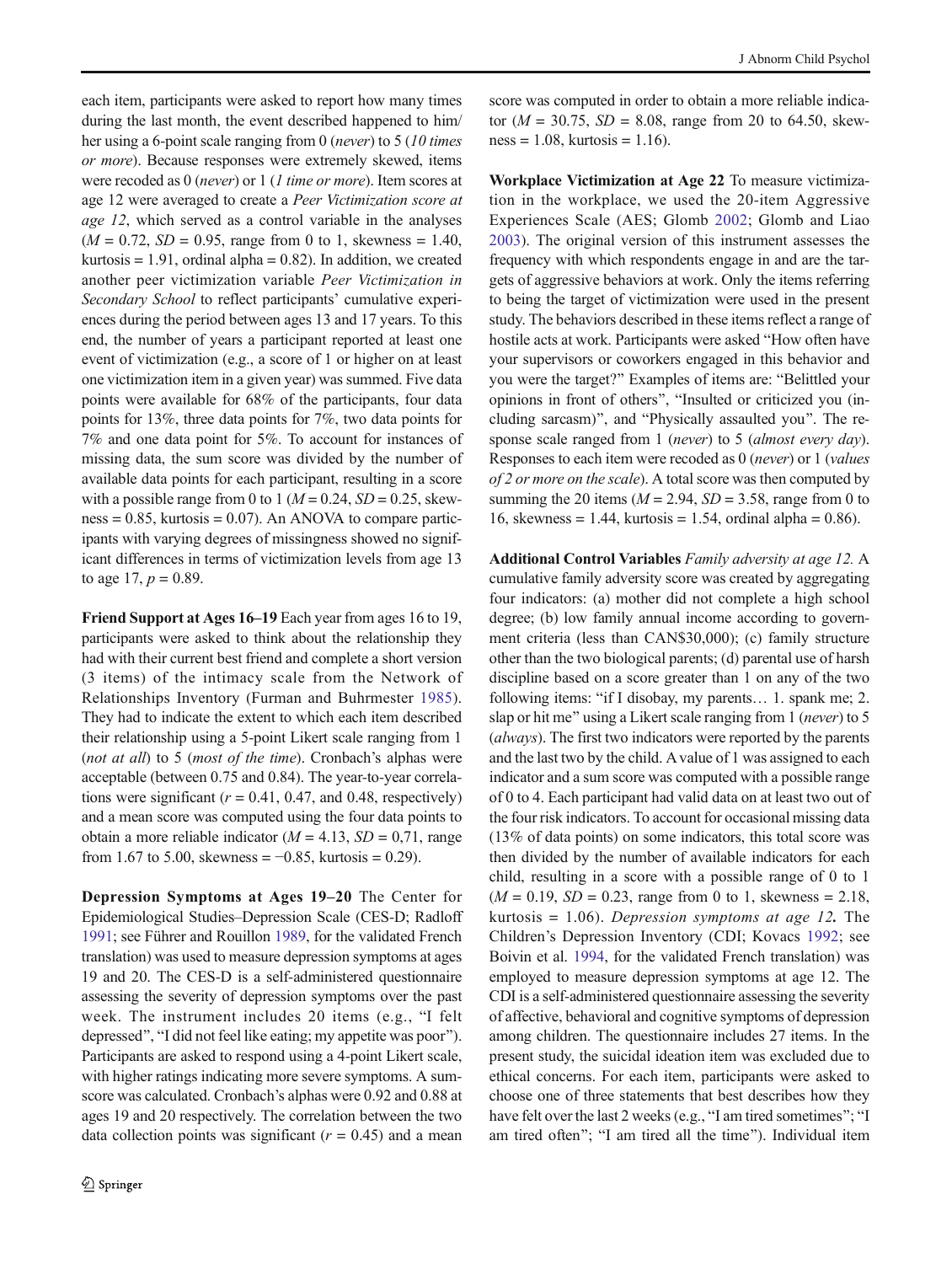each item, participants were asked to report how many times during the last month, the event described happened to him/her using a 6-point scale ranging from 0 (*never*) to 5 (*10 times or more*). Because responses were extremely skewed, items were recoded as 0 (*never*) or 1 (*1 time or more*). Item scores at age 12 were averaged to create a *Peer Victimization score at age 12*, which served as a control variable in the analyses ($M = 0.72$, $SD = 0.95$, range from 0 to 1, skewness = 1.40, kurtosis = 1.91, ordinal alpha = 0.82). In addition, we created another peer victimization variable *Peer Victimization in Secondary School* to reflect participants' cumulative experiences during the period between ages 13 and 17 years. To this end, the number of years a participant reported at least one event of victimization (e.g., a score of 1 or higher on at least one victimization item in a given year) was summed. Five data points were available for 68% of the participants, four data points for 13%, three data points for 7%, two data points for 7% and one data point for 5%. To account for instances of missing data, the sum score was divided by the number of available data points for each participant, resulting in a score with a possible range from 0 to 1 ($M = 0.24$, $SD = 0.25$, skewness = 0.85, kurtosis = 0.07). An ANOVA to compare participants with varying degrees of missingness showed no significant differences in terms of victimization levels from age 13 to age 17, $p = 0.89$.

**Friend Support at Ages 16–19** Each year from ages 16 to 19, participants were asked to think about the relationship they had with their current best friend and complete a short version (3 items) of the intimacy scale from the Network of Relationships Inventory (Furman and Buhrmester 1985). They had to indicate the extent to which each item described their relationship using a 5-point Likert scale ranging from 1 (*not at all*) to 5 (*most of the time*). Cronbach's alphas were acceptable (between 0.75 and 0.84). The year-to-year correlations were significant ($r = 0.41$, 0.47, and 0.48, respectively) and a mean score was computed using the four data points to obtain a more reliable indicator ($M = 4.13$, $SD = 0{,}71$, range from 1.67 to 5.00, skewness = −0.85, kurtosis = 0.29).

**Depression Symptoms at Ages 19–20** The Center for Epidemiological Studies–Depression Scale (CES-D; Radloff 1991; see Führer and Rouillon 1989, for the validated French translation) was used to measure depression symptoms at ages 19 and 20. The CES-D is a self-administered questionnaire assessing the severity of depression symptoms over the past week. The instrument includes 20 items (e.g., "I felt depressed", "I did not feel like eating; my appetite was poor"). Participants are asked to respond using a 4-point Likert scale, with higher ratings indicating more severe symptoms. A sum-score was calculated. Cronbach's alphas were 0.92 and 0.88 at ages 19 and 20 respectively. The correlation between the two data collection points was significant ($r = 0.45$) and a mean score was computed in order to obtain a more reliable indicator ($M = 30.75$, $SD = 8.08$, range from 20 to 64.50, skewness = 1.08, kurtosis = 1.16).

**Workplace Victimization at Age 22** To measure victimization in the workplace, we used the 20-item Aggressive Experiences Scale (AES; Glomb 2002; Glomb and Liao 2003). The original version of this instrument assesses the frequency with which respondents engage in and are the targets of aggressive behaviors at work. Only the items referring to being the target of victimization were used in the present study. The behaviors described in these items reflect a range of hostile acts at work. Participants were asked "How often have your supervisors or coworkers engaged in this behavior and you were the target?" Examples of items are: "Belittled your opinions in front of others", "Insulted or criticized you (including sarcasm)", and "Physically assaulted you". The response scale ranged from 1 (*never*) to 5 (*almost every day*). Responses to each item were recoded as 0 (*never*) or 1 (*values of 2 or more on the scale*). A total score was then computed by summing the 20 items ($M = 2.94$, $SD = 3.58$, range from 0 to 16, skewness = 1.44, kurtosis = 1.54, ordinal alpha = 0.86).

**Additional Control Variables** *Family adversity at age 12.* A cumulative family adversity score was created by aggregating four indicators: (a) mother did not complete a high school degree; (b) low family annual income according to government criteria (less than CAN$30,000); (c) family structure other than the two biological parents; (d) parental use of harsh discipline based on a score greater than 1 on any of the two following items: "if I disobay, my parents… 1. spank me; 2. slap or hit me" using a Likert scale ranging from 1 (*never*) to 5 (*always*). The first two indicators were reported by the parents and the last two by the child. A value of 1 was assigned to each indicator and a sum score was computed with a possible range of 0 to 4. Each participant had valid data on at least two out of the four risk indicators. To account for occasional missing data (13% of data points) on some indicators, this total score was then divided by the number of available indicators for each child, resulting in a score with a possible range of 0 to 1 ($M = 0.19$, $SD = 0.23$, range from 0 to 1, skewness = 2.18, kurtosis = 1.06). ***Depression symptoms at age 12.*** The Children's Depression Inventory (CDI; Kovacs 1992; see Boivin et al. 1994, for the validated French translation) was employed to measure depression symptoms at age 12. The CDI is a self-administered questionnaire assessing the severity of affective, behavioral and cognitive symptoms of depression among children. The questionnaire includes 27 items. In the present study, the suicidal ideation item was excluded due to ethical concerns. For each item, participants were asked to choose one of three statements that best describes how they have felt over the last 2 weeks (e.g., "I am tired sometimes"; "I am tired often"; "I am tired all the time"). Individual item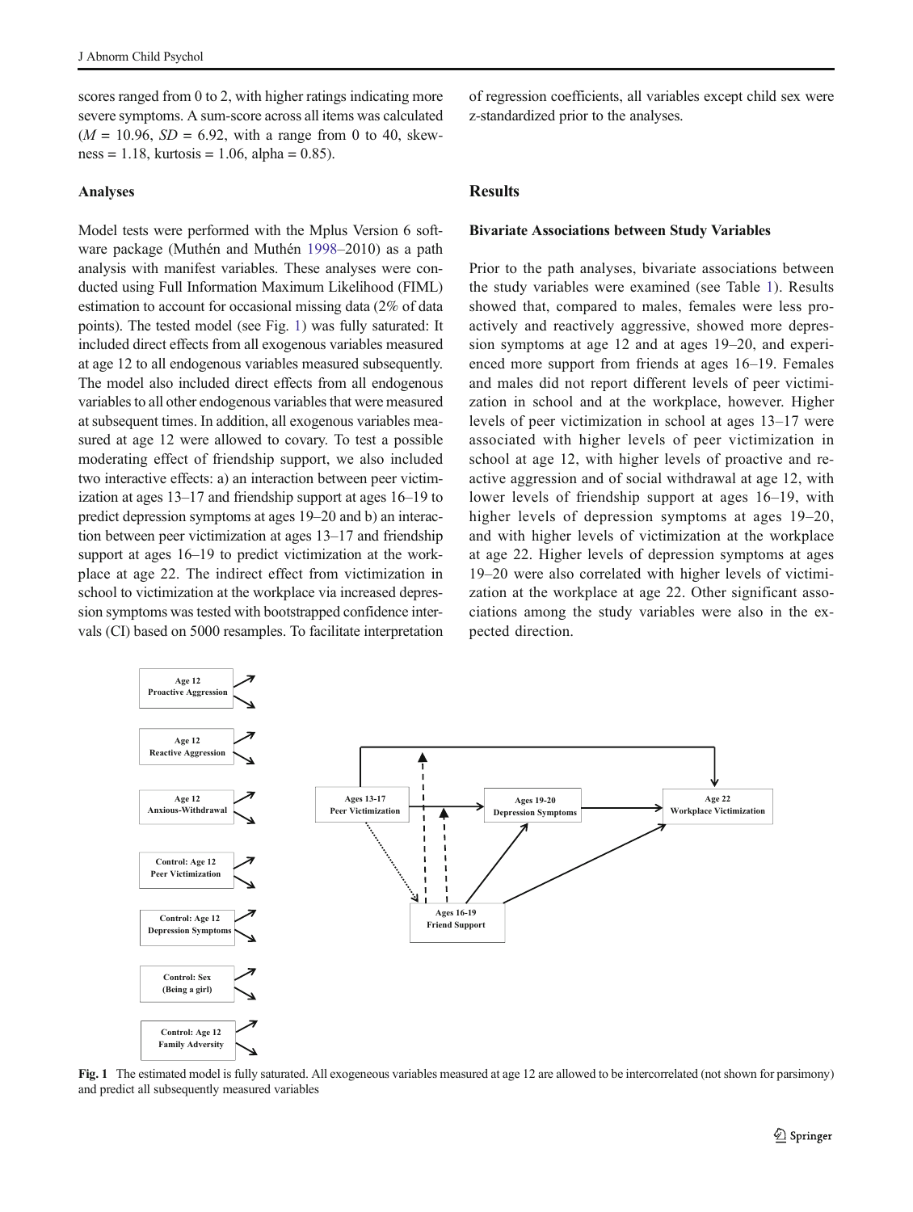scores ranged from 0 to 2, with higher ratings indicating more severe symptoms. A sum-score across all items was calculated ($M$ = 10.96, $SD$ = 6.92, with a range from 0 to 40, skewness = 1.18, kurtosis = 1.06, alpha = 0.85).

### Analyses

Model tests were performed with the Mplus Version 6 software package (Muthén and Muthén 1998–2010) as a path analysis with manifest variables. These analyses were conducted using Full Information Maximum Likelihood (FIML) estimation to account for occasional missing data (2% of data points). The tested model (see Fig. 1) was fully saturated: It included direct effects from all exogenous variables measured at age 12 to all endogenous variables measured subsequently. The model also included direct effects from all endogenous variables to all other endogenous variables that were measured at subsequent times. In addition, all exogenous variables measured at age 12 were allowed to covary. To test a possible moderating effect of friendship support, we also included two interactive effects: a) an interaction between peer victimization at ages 13–17 and friendship support at ages 16–19 to predict depression symptoms at ages 19–20 and b) an interaction between peer victimization at ages 13–17 and friendship support at ages 16–19 to predict victimization at the workplace at age 22. The indirect effect from victimization in school to victimization at the workplace via increased depression symptoms was tested with bootstrapped confidence intervals (CI) based on 5000 resamples. To facilitate interpretation of regression coefficients, all variables except child sex were z-standardized prior to the analyses.

## Results

### Bivariate Associations between Study Variables

Prior to the path analyses, bivariate associations between the study variables were examined (see Table 1). Results showed that, compared to males, females were less proactively and reactively aggressive, showed more depression symptoms at age 12 and at ages 19–20, and experienced more support from friends at ages 16–19. Females and males did not report different levels of peer victimization in school and at the workplace, however. Higher levels of peer victimization in school at ages 13–17 were associated with higher levels of peer victimization in school at age 12, with higher levels of proactive and reactive aggression and of social withdrawal at age 12, with lower levels of friendship support at ages 16–19, with higher levels of depression symptoms at ages 19–20, and with higher levels of victimization at the workplace at age 22. Higher levels of depression symptoms at ages 19–20 were also correlated with higher levels of victimization at the workplace at age 22. Other significant associations among the study variables were also in the expected direction.

Age 12 Proactive Aggression; Age 12 Reactive Aggression; Age 12 Anxious-Withdrawal; Control: Age 12 Peer Victimization; Control: Age 12 Depression Symptoms; Control: Sex (Being a girl); Control: Age 12 Family Adversity; Ages 13-17 Peer Victimization; Ages 19-20 Depression Symptoms; Age 22 Workplace Victimization; Ages 16-19 Friend Support

**Fig. 1** The estimated model is fully saturated. All exogeneous variables measured at age 12 are allowed to be intercorrelated (not shown for parsimony) and predict all subsequently measured variables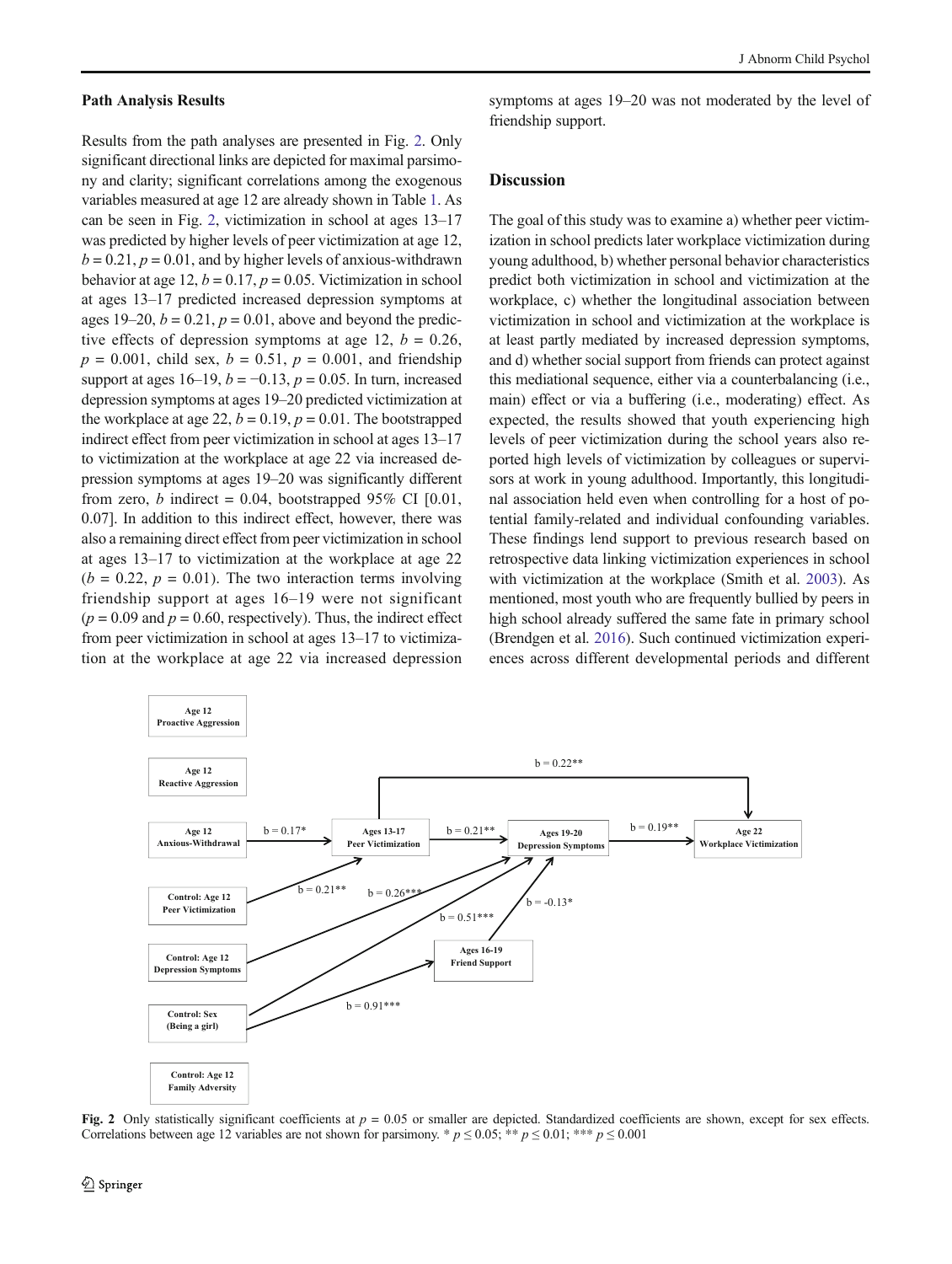### Path Analysis Results

Results from the path analyses are presented in Fig. 2. Only significant directional links are depicted for maximal parsimony and clarity; significant correlations among the exogenous variables measured at age 12 are already shown in Table 1. As can be seen in Fig. 2, victimization in school at ages 13–17 was predicted by higher levels of peer victimization at age 12, $b = 0.21$, $p = 0.01$, and by higher levels of anxious-withdrawn behavior at age 12, $b = 0.17$, $p = 0.05$. Victimization in school at ages 13–17 predicted increased depression symptoms at ages 19–20, $b = 0.21$, $p = 0.01$, above and beyond the predictive effects of depression symptoms at age 12, $b = 0.26$, $p = 0.001$, child sex, $b = 0.51$, $p = 0.001$, and friendship support at ages 16–19, $b = -0.13$, $p = 0.05$. In turn, increased depression symptoms at ages 19–20 predicted victimization at the workplace at age 22, $b = 0.19$, $p = 0.01$. The bootstrapped indirect effect from peer victimization in school at ages 13–17 to victimization at the workplace at age 22 via increased depression symptoms at ages 19–20 was significantly different from zero, *b* indirect = 0.04, bootstrapped 95% CI [0.01, 0.07]. In addition to this indirect effect, however, there was also a remaining direct effect from peer victimization in school at ages 13–17 to victimization at the workplace at age 22 ($b = 0.22$, $p = 0.01$). The two interaction terms involving friendship support at ages 16–19 were not significant ($p = 0.09$ and $p = 0.60$, respectively). Thus, the indirect effect from peer victimization in school at ages 13–17 to victimization at the workplace at age 22 via increased depression symptoms at ages 19–20 was not moderated by the level of friendship support.

## Discussion

The goal of this study was to examine a) whether peer victimization in school predicts later workplace victimization during young adulthood, b) whether personal behavior characteristics predict both victimization in school and victimization at the workplace, c) whether the longitudinal association between victimization in school and victimization at the workplace is at least partly mediated by increased depression symptoms, and d) whether social support from friends can protect against this mediational sequence, either via a counterbalancing (i.e., main) effect or via a buffering (i.e., moderating) effect. As expected, the results showed that youth experiencing high levels of peer victimization during the school years also reported high levels of victimization by colleagues or supervisors at work in young adulthood. Importantly, this longitudinal association held even when controlling for a host of potential family-related and individual confounding variables. These findings lend support to previous research based on retrospective data linking victimization experiences in school with victimization at the workplace (Smith et al. 2003). As mentioned, most youth who are frequently bullied by peers in high school already suffered the same fate in primary school (Brendgen et al. 2016). Such continued victimization experiences across different developmental periods and different

**Fig. 2** Only statistically significant coefficients at $p = 0.05$ or smaller are depicted. Standardized coefficients are shown, except for sex effects. Correlations between age 12 variables are not shown for parsimony. * $p \leq 0.05$; ** $p \leq 0.01$; *** $p \leq 0.001$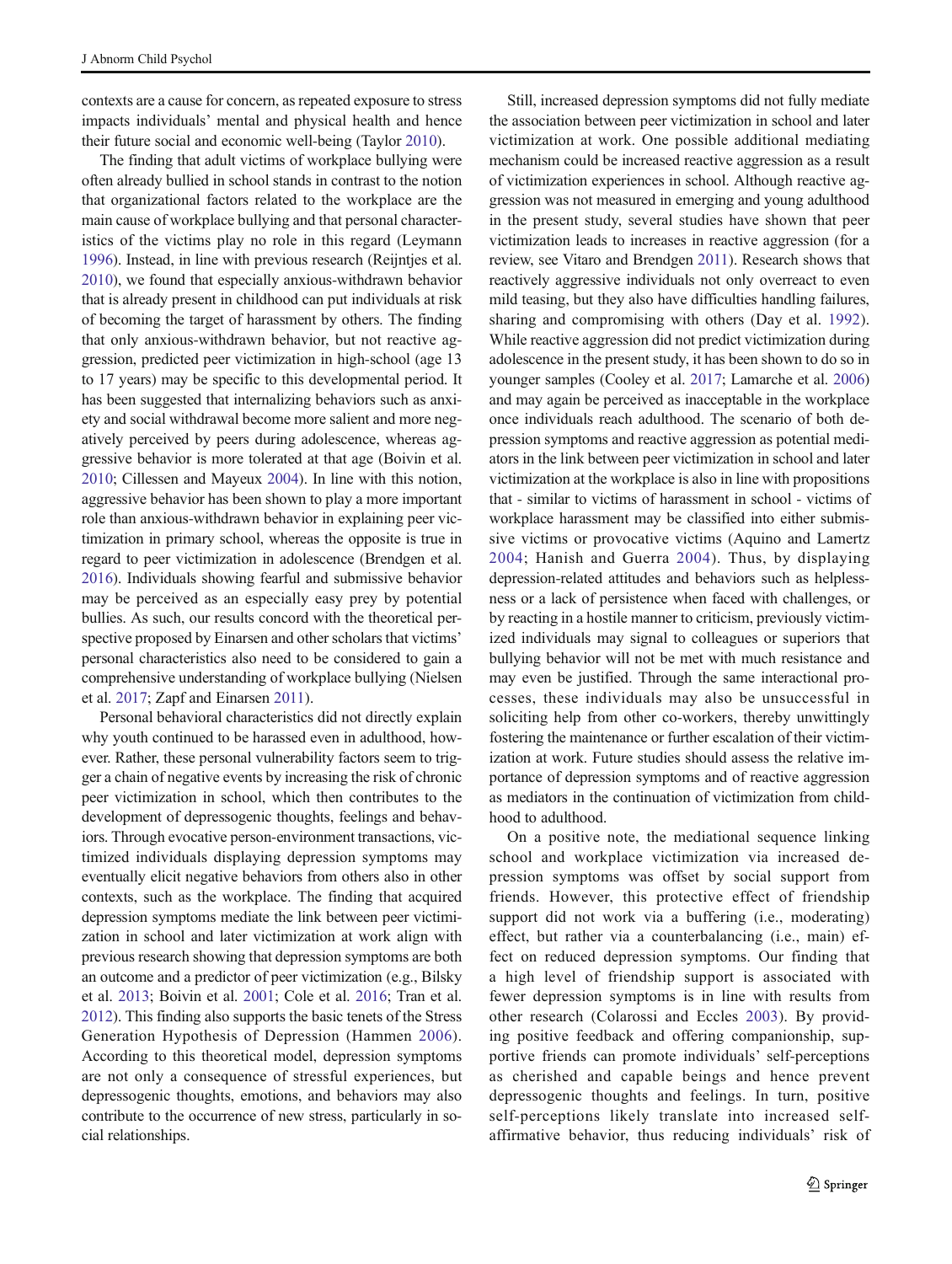contexts are a cause for concern, as repeated exposure to stress impacts individuals' mental and physical health and hence their future social and economic well-being (Taylor 2010).

The finding that adult victims of workplace bullying were often already bullied in school stands in contrast to the notion that organizational factors related to the workplace are the main cause of workplace bullying and that personal characteristics of the victims play no role in this regard (Leymann 1996). Instead, in line with previous research (Reijntjes et al. 2010), we found that especially anxious-withdrawn behavior that is already present in childhood can put individuals at risk of becoming the target of harassment by others. The finding that only anxious-withdrawn behavior, but not reactive aggression, predicted peer victimization in high-school (age 13 to 17 years) may be specific to this developmental period. It has been suggested that internalizing behaviors such as anxiety and social withdrawal become more salient and more negatively perceived by peers during adolescence, whereas aggressive behavior is more tolerated at that age (Boivin et al. 2010; Cillessen and Mayeux 2004). In line with this notion, aggressive behavior has been shown to play a more important role than anxious-withdrawn behavior in explaining peer victimization in primary school, whereas the opposite is true in regard to peer victimization in adolescence (Brendgen et al. 2016). Individuals showing fearful and submissive behavior may be perceived as an especially easy prey by potential bullies. As such, our results concord with the theoretical perspective proposed by Einarsen and other scholars that victims' personal characteristics also need to be considered to gain a comprehensive understanding of workplace bullying (Nielsen et al. 2017; Zapf and Einarsen 2011).

Personal behavioral characteristics did not directly explain why youth continued to be harassed even in adulthood, however. Rather, these personal vulnerability factors seem to trigger a chain of negative events by increasing the risk of chronic peer victimization in school, which then contributes to the development of depressogenic thoughts, feelings and behaviors. Through evocative person-environment transactions, victimized individuals displaying depression symptoms may eventually elicit negative behaviors from others also in other contexts, such as the workplace. The finding that acquired depression symptoms mediate the link between peer victimization in school and later victimization at work align with previous research showing that depression symptoms are both an outcome and a predictor of peer victimization (e.g., Bilsky et al. 2013; Boivin et al. 2001; Cole et al. 2016; Tran et al. 2012). This finding also supports the basic tenets of the Stress Generation Hypothesis of Depression (Hammen 2006). According to this theoretical model, depression symptoms are not only a consequence of stressful experiences, but depressogenic thoughts, emotions, and behaviors may also contribute to the occurrence of new stress, particularly in social relationships.

Still, increased depression symptoms did not fully mediate the association between peer victimization in school and later victimization at work. One possible additional mediating mechanism could be increased reactive aggression as a result of victimization experiences in school. Although reactive aggression was not measured in emerging and young adulthood in the present study, several studies have shown that peer victimization leads to increases in reactive aggression (for a review, see Vitaro and Brendgen 2011). Research shows that reactively aggressive individuals not only overreact to even mild teasing, but they also have difficulties handling failures, sharing and compromising with others (Day et al. 1992). While reactive aggression did not predict victimization during adolescence in the present study, it has been shown to do so in younger samples (Cooley et al. 2017; Lamarche et al. 2006) and may again be perceived as inacceptable in the workplace once individuals reach adulthood. The scenario of both depression symptoms and reactive aggression as potential mediators in the link between peer victimization in school and later victimization at the workplace is also in line with propositions that - similar to victims of harassment in school - victims of workplace harassment may be classified into either submissive victims or provocative victims (Aquino and Lamertz 2004; Hanish and Guerra 2004). Thus, by displaying depression-related attitudes and behaviors such as helplessness or a lack of persistence when faced with challenges, or by reacting in a hostile manner to criticism, previously victimized individuals may signal to colleagues or superiors that bullying behavior will not be met with much resistance and may even be justified. Through the same interactional processes, these individuals may also be unsuccessful in soliciting help from other co-workers, thereby unwittingly fostering the maintenance or further escalation of their victimization at work. Future studies should assess the relative importance of depression symptoms and of reactive aggression as mediators in the continuation of victimization from childhood to adulthood.

On a positive note, the mediational sequence linking school and workplace victimization via increased depression symptoms was offset by social support from friends. However, this protective effect of friendship support did not work via a buffering (i.e., moderating) effect, but rather via a counterbalancing (i.e., main) effect on reduced depression symptoms. Our finding that a high level of friendship support is associated with fewer depression symptoms is in line with results from other research (Colarossi and Eccles 2003). By providing positive feedback and offering companionship, supportive friends can promote individuals' self-perceptions as cherished and capable beings and hence prevent depressogenic thoughts and feelings. In turn, positive self-perceptions likely translate into increased self-affirmative behavior, thus reducing individuals' risk of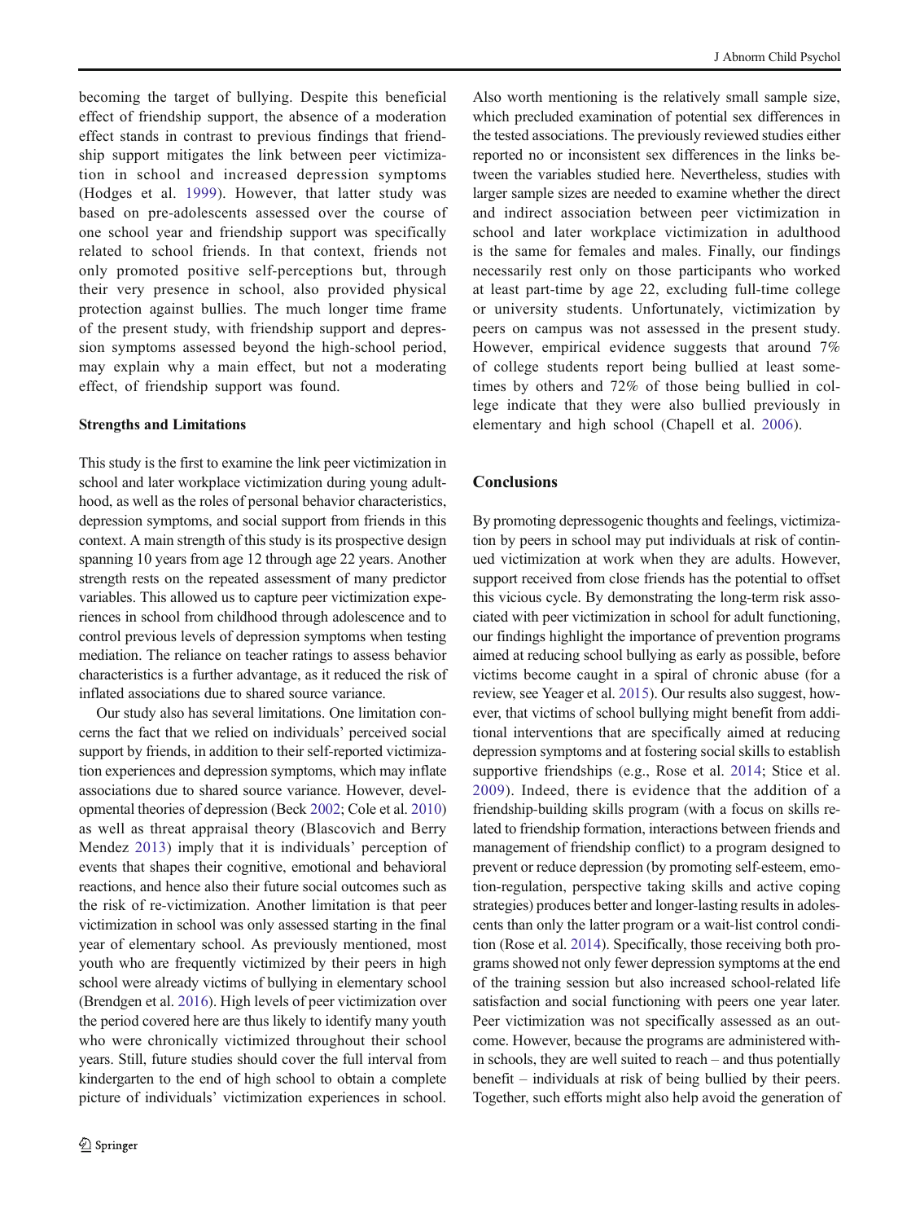becoming the target of bullying. Despite this beneficial effect of friendship support, the absence of a moderation effect stands in contrast to previous findings that friendship support mitigates the link between peer victimization in school and increased depression symptoms (Hodges et al. 1999). However, that latter study was based on pre-adolescents assessed over the course of one school year and friendship support was specifically related to school friends. In that context, friends not only promoted positive self-perceptions but, through their very presence in school, also provided physical protection against bullies. The much longer time frame of the present study, with friendship support and depression symptoms assessed beyond the high-school period, may explain why a main effect, but not a moderating effect, of friendship support was found.

### Strengths and Limitations

This study is the first to examine the link peer victimization in school and later workplace victimization during young adulthood, as well as the roles of personal behavior characteristics, depression symptoms, and social support from friends in this context. A main strength of this study is its prospective design spanning 10 years from age 12 through age 22 years. Another strength rests on the repeated assessment of many predictor variables. This allowed us to capture peer victimization experiences in school from childhood through adolescence and to control previous levels of depression symptoms when testing mediation. The reliance on teacher ratings to assess behavior characteristics is a further advantage, as it reduced the risk of inflated associations due to shared source variance.

Our study also has several limitations. One limitation concerns the fact that we relied on individuals' perceived social support by friends, in addition to their self-reported victimization experiences and depression symptoms, which may inflate associations due to shared source variance. However, developmental theories of depression (Beck 2002; Cole et al. 2010) as well as threat appraisal theory (Blascovich and Berry Mendez 2013) imply that it is individuals' perception of events that shapes their cognitive, emotional and behavioral reactions, and hence also their future social outcomes such as the risk of re-victimization. Another limitation is that peer victimization in school was only assessed starting in the final year of elementary school. As previously mentioned, most youth who are frequently victimized by their peers in high school were already victims of bullying in elementary school (Brendgen et al. 2016). High levels of peer victimization over the period covered here are thus likely to identify many youth who were chronically victimized throughout their school years. Still, future studies should cover the full interval from kindergarten to the end of high school to obtain a complete picture of individuals' victimization experiences in school. Also worth mentioning is the relatively small sample size, which precluded examination of potential sex differences in the tested associations. The previously reviewed studies either reported no or inconsistent sex differences in the links between the variables studied here. Nevertheless, studies with larger sample sizes are needed to examine whether the direct and indirect association between peer victimization in school and later workplace victimization in adulthood is the same for females and males. Finally, our findings necessarily rest only on those participants who worked at least part-time by age 22, excluding full-time college or university students. Unfortunately, victimization by peers on campus was not assessed in the present study. However, empirical evidence suggests that around 7% of college students report being bullied at least sometimes by others and 72% of those being bullied in college indicate that they were also bullied previously in elementary and high school (Chapell et al. 2006).

## Conclusions

By promoting depressogenic thoughts and feelings, victimization by peers in school may put individuals at risk of continued victimization at work when they are adults. However, support received from close friends has the potential to offset this vicious cycle. By demonstrating the long-term risk associated with peer victimization in school for adult functioning, our findings highlight the importance of prevention programs aimed at reducing school bullying as early as possible, before victims become caught in a spiral of chronic abuse (for a review, see Yeager et al. 2015). Our results also suggest, however, that victims of school bullying might benefit from additional interventions that are specifically aimed at reducing depression symptoms and at fostering social skills to establish supportive friendships (e.g., Rose et al. 2014; Stice et al. 2009). Indeed, there is evidence that the addition of a friendship-building skills program (with a focus on skills related to friendship formation, interactions between friends and management of friendship conflict) to a program designed to prevent or reduce depression (by promoting self-esteem, emotion-regulation, perspective taking skills and active coping strategies) produces better and longer-lasting results in adolescents than only the latter program or a wait-list control condition (Rose et al. 2014). Specifically, those receiving both programs showed not only fewer depression symptoms at the end of the training session but also increased school-related life satisfaction and social functioning with peers one year later. Peer victimization was not specifically assessed as an outcome. However, because the programs are administered within schools, they are well suited to reach – and thus potentially benefit – individuals at risk of being bullied by their peers. Together, such efforts might also help avoid the generation of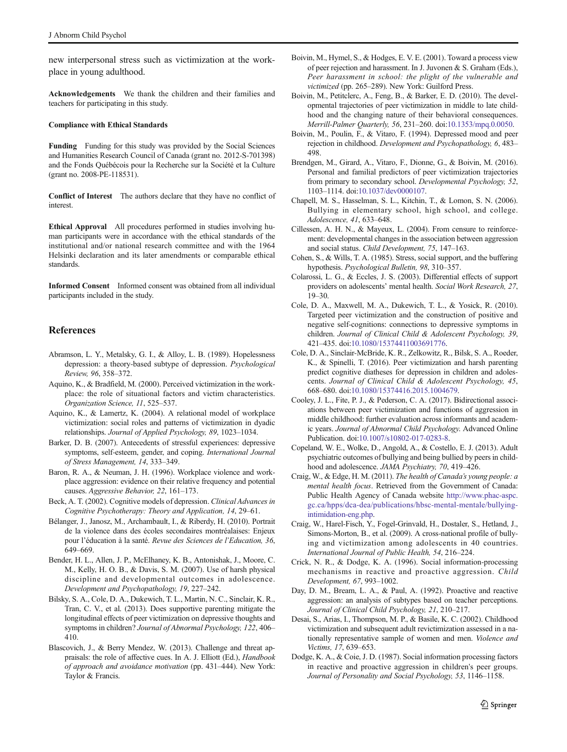new interpersonal stress such as victimization at the workplace in young adulthood.

**Acknowledgements** We thank the children and their families and teachers for participating in this study.

**Compliance with Ethical Standards**

**Funding** Funding for this study was provided by the Social Sciences and Humanities Research Council of Canada (grant no. 2012-S-701398) and the Fonds Québécois pour la Recherche sur la Société et la Culture (grant no. 2008-PE-118531).

**Conflict of Interest** The authors declare that they have no conflict of interest.

**Ethical Approval** All procedures performed in studies involving human participants were in accordance with the ethical standards of the institutional and/or national research committee and with the 1964 Helsinki declaration and its later amendments or comparable ethical standards.

**Informed Consent** Informed consent was obtained from all individual participants included in the study.

## References

Abramson, L. Y., Metalsky, G. I., & Alloy, L. B. (1989). Hopelessness depression: a theory-based subtype of depression. *Psychological Review, 96*, 358–372.

Aquino, K., & Bradfield, M. (2000). Perceived victimization in the workplace: the role of situational factors and victim characteristics. *Organization Science, 11*, 525–537.

Aquino, K., & Lamertz, K. (2004). A relational model of workplace victimization: social roles and patterns of victimization in dyadic relationships. *Journal of Applied Psychology, 89*, 1023–1034.

Barker, D. B. (2007). Antecedents of stressful experiences: depressive symptoms, self-esteem, gender, and coping. *International Journal of Stress Management, 14*, 333–349.

Baron, R. A., & Neuman, J. H. (1996). Workplace violence and workplace aggression: evidence on their relative frequency and potential causes. *Aggressive Behavior, 22*, 161–173.

Beck, A. T. (2002). Cognitive models of depression. *Clinical Advances in Cognitive Psychotherapy: Theory and Application, 14*, 29–61.

Bélanger, J., Janosz, M., Archambault, I., & Riberdy, H. (2010). Portrait de la violence dans des écoles secondaires montréalaises: Enjeux pour l'éducation à la santé. *Revue des Sciences de l'Education, 36*, 649–669.

Bender, H. L., Allen, J. P., McElhaney, K. B., Antonishak, J., Moore, C. M., Kelly, H. O. B., & Davis, S. M. (2007). Use of harsh physical discipline and developmental outcomes in adolescence. *Development and Psychopathology, 19*, 227–242.

Bilsky, S. A., Cole, D. A., Dukewich, T. L., Martin, N. C., Sinclair, K. R., Tran, C. V., et al. (2013). Does supportive parenting mitigate the longitudinal effects of peer victimization on depressive thoughts and symptoms in children? *Journal of Abnormal Psychology, 122*, 406–410.

Blascovich, J., & Berry Mendez, W. (2013). Challenge and threat appraisals: the role of affective cues. In A. J. Elliott (Ed.), *Handbook of approach and avoidance motivation* (pp. 431–444). New York: Taylor & Francis.

Boivin, M., Hymel, S., & Hodges, E. V. E. (2001). Toward a process view of peer rejection and harassment. In J. Juvonen & S. Graham (Eds.), *Peer harassment in school: the plight of the vulnerable and victimized* (pp. 265–289). New York: Guilford Press.

Boivin, M., Petitclerc, A., Feng, B., & Barker, E. D. (2010). The developmental trajectories of peer victimization in middle to late childhood and the changing nature of their behavioral consequences. *Merrill-Palmer Quarterly, 56*, 231–260. doi:10.1353/mpq.0.0050.

Boivin, M., Poulin, F., & Vitaro, F. (1994). Depressed mood and peer rejection in childhood. *Development and Psychopathology, 6*, 483–498.

Brendgen, M., Girard, A., Vitaro, F., Dionne, G., & Boivin, M. (2016). Personal and familial predictors of peer victimization trajectories from primary to secondary school. *Developmental Psychology, 52*, 1103–1114. doi:10.1037/dev0000107.

Chapell, M. S., Hasselman, S. L., Kitchin, T., & Lomon, S. N. (2006). Bullying in elementary school, high school, and college. *Adolescence, 41*, 633–648.

Cillessen, A. H. N., & Mayeux, L. (2004). From censure to reinforcement: developmental changes in the association between aggression and social status. *Child Development, 75*, 147–163.

Cohen, S., & Wills, T. A. (1985). Stress, social support, and the buffering hypothesis. *Psychological Bulletin, 98*, 310–357.

Colarossi, L. G., & Eccles, J. S. (2003). Differential effects of support providers on adolescents' mental health. *Social Work Research, 27*, 19–30.

Cole, D. A., Maxwell, M. A., Dukewich, T. L., & Yosick, R. (2010). Targeted peer victimization and the construction of positive and negative self-cognitions: connections to depressive symptoms in children. *Journal of Clinical Child & Adolescent Psychology, 39*, 421–435. doi:10.1080/15374411003691776.

Cole, D. A., Sinclair-McBride, K. R., Zelkowitz, R., Bilsk, S. A., Roeder, K., & Spinelli, T. (2016). Peer victimization and harsh parenting predict cognitive diatheses for depression in children and adolescents. *Journal of Clinical Child & Adolescent Psychology, 45*, 668–680. doi:10.1080/15374416.2015.1004679.

Cooley, J. L., Fite, P. J., & Pederson, C. A. (2017). Bidirectional associations between peer victimization and functions of aggression in middle childhood: further evaluation across informants and academic years. *Journal of Abnormal Child Psychology.* Advanced Online Publication. doi:10.1007/s10802-017-0283-8.

Copeland, W. E., Wolke, D., Angold, A., & Costello, E. J. (2013). Adult psychiatric outcomes of bullying and being bullied by peers in childhood and adolescence. *JAMA Psychiatry, 70*, 419–426.

Craig, W., & Edge, H. M. (2011). *The health of Canada's young people: a mental health focus*. Retrieved from the Government of Canada: Public Health Agency of Canada website http://www.phac-aspc.gc.ca/hpps/dca-dea/publications/hbsc-mentale/bullying-intimidation-eng.php.

Craig, W., Harel-Fisch, Y., Fogel-Grinvald, H., Dostaler, S., Hetland, J., Simons-Morton, B., et al. (2009). A cross-national profile of bullying and victimization among adolescents in 40 countries. *International Journal of Public Health, 54*, 216–224.

Crick, N. R., & Dodge, K. A. (1996). Social information-processing mechanisms in reactive and proactive aggression. *Child Development, 67*, 993–1002.

Day, D. M., Bream, L. A., & Paul, A. (1992). Proactive and reactive aggression: an analysis of subtypes based on teacher perceptions. *Journal of Clinical Child Psychology, 21*, 210–217.

Desai, S., Arias, I., Thompson, M. P., & Basile, K. C. (2002). Childhood victimization and subsequent adult revictimization assessed in a nationally representative sample of women and men. *Violence and Victims, 17*, 639–653.

Dodge, K. A., & Coie, J. D. (1987). Social information processing factors in reactive and proactive aggression in children's peer groups. *Journal of Personality and Social Psychology, 53*, 1146–1158.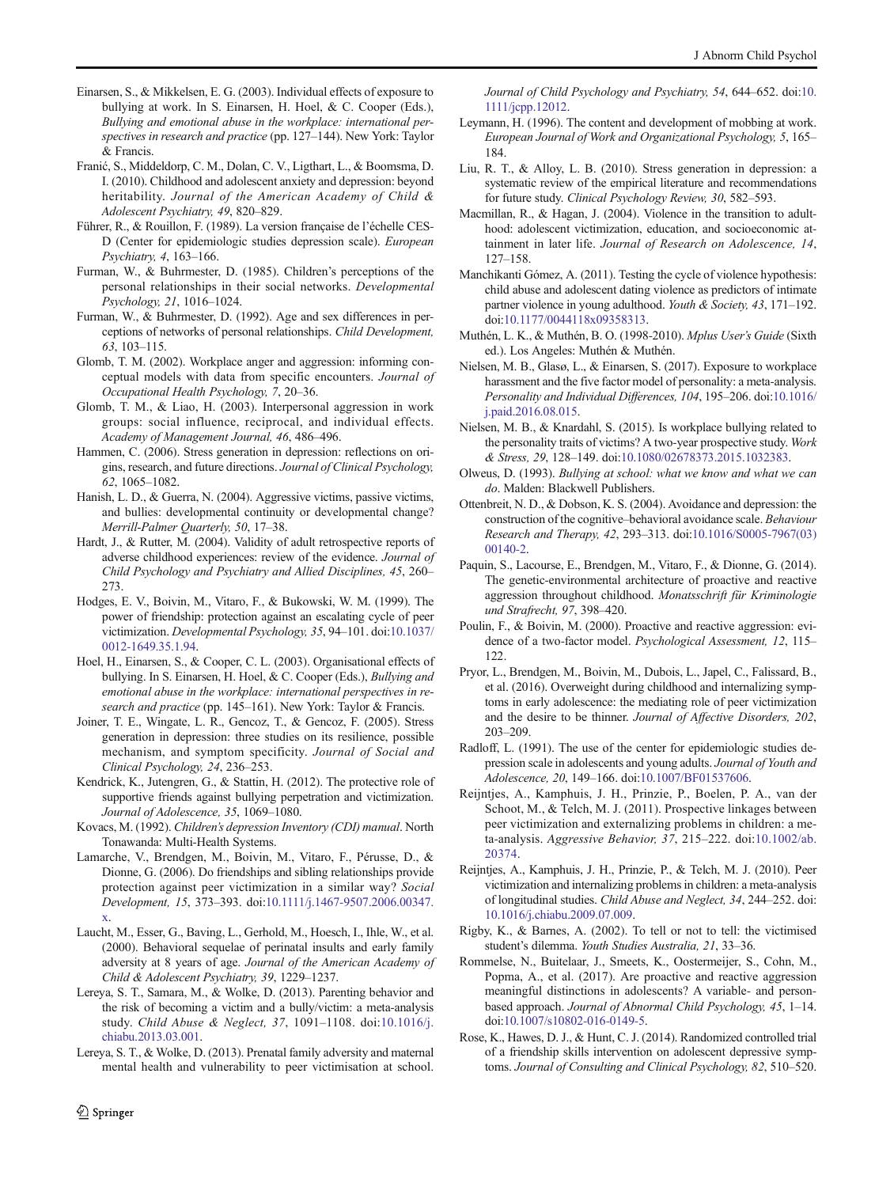Einarsen, S., & Mikkelsen, E. G. (2003). Individual effects of exposure to bullying at work. In S. Einarsen, H. Hoel, & C. Cooper (Eds.), *Bullying and emotional abuse in the workplace: international perspectives in research and practice* (pp. 127–144). New York: Taylor & Francis.

Franić, S., Middeldorp, C. M., Dolan, C. V., Ligthart, L., & Boomsma, D. I. (2010). Childhood and adolescent anxiety and depression: beyond heritability. *Journal of the American Academy of Child & Adolescent Psychiatry, 49*, 820–829.

Führer, R., & Rouillon, F. (1989). La version française de l'échelle CES-D (Center for epidemiologic studies depression scale). *European Psychiatry, 4*, 163–166.

Furman, W., & Buhrmester, D. (1985). Children's perceptions of the personal relationships in their social networks. *Developmental Psychology, 21*, 1016–1024.

Furman, W., & Buhrmester, D. (1992). Age and sex differences in perceptions of networks of personal relationships. *Child Development, 63*, 103–115.

Glomb, T. M. (2002). Workplace anger and aggression: informing conceptual models with data from specific encounters. *Journal of Occupational Health Psychology, 7*, 20–36.

Glomb, T. M., & Liao, H. (2003). Interpersonal aggression in work groups: social influence, reciprocal, and individual effects. *Academy of Management Journal, 46*, 486–496.

Hammen, C. (2006). Stress generation in depression: reflections on origins, research, and future directions. *Journal of Clinical Psychology, 62*, 1065–1082.

Hanish, L. D., & Guerra, N. (2004). Aggressive victims, passive victims, and bullies: developmental continuity or developmental change? *Merrill-Palmer Quarterly, 50*, 17–38.

Hardt, J., & Rutter, M. (2004). Validity of adult retrospective reports of adverse childhood experiences: review of the evidence. *Journal of Child Psychology and Psychiatry and Allied Disciplines, 45*, 260–273.

Hodges, E. V., Boivin, M., Vitaro, F., & Bukowski, W. M. (1999). The power of friendship: protection against an escalating cycle of peer victimization. *Developmental Psychology, 35*, 94–101. doi:10.1037/0012-1649.35.1.94.

Hoel, H., Einarsen, S., & Cooper, C. L. (2003). Organisational effects of bullying. In S. Einarsen, H. Hoel, & C. Cooper (Eds.), *Bullying and emotional abuse in the workplace: international perspectives in research and practice* (pp. 145–161). New York: Taylor & Francis.

Joiner, T. E., Wingate, L. R., Gencoz, T., & Gencoz, F. (2005). Stress generation in depression: three studies on its resilience, possible mechanism, and symptom specificity. *Journal of Social and Clinical Psychology, 24*, 236–253.

Kendrick, K., Jutengren, G., & Stattin, H. (2012). The protective role of supportive friends against bullying perpetration and victimization. *Journal of Adolescence, 35*, 1069–1080.

Kovacs, M. (1992). *Children's depression Inventory (CDI) manual*. North Tonawanda: Multi-Health Systems.

Lamarche, V., Brendgen, M., Boivin, M., Vitaro, F., Pérusse, D., & Dionne, G. (2006). Do friendships and sibling relationships provide protection against peer victimization in a similar way? *Social Development, 15*, 373–393. doi:10.1111/j.1467-9507.2006.00347.x.

Laucht, M., Esser, G., Baving, L., Gerhold, M., Hoesch, I., Ihle, W., et al. (2000). Behavioral sequelae of perinatal insults and early family adversity at 8 years of age. *Journal of the American Academy of Child & Adolescent Psychiatry, 39*, 1229–1237.

Lereya, S. T., Samara, M., & Wolke, D. (2013). Parenting behavior and the risk of becoming a victim and a bully/victim: a meta-analysis study. *Child Abuse & Neglect, 37*, 1091–1108. doi:10.1016/j.chiabu.2013.03.001.

Lereya, S. T., & Wolke, D. (2013). Prenatal family adversity and maternal mental health and vulnerability to peer victimisation at school. *Journal of Child Psychology and Psychiatry, 54*, 644–652. doi:10.1111/jcpp.12012.

Leymann, H. (1996). The content and development of mobbing at work. *European Journal of Work and Organizational Psychology, 5*, 165–184.

Liu, R. T., & Alloy, L. B. (2010). Stress generation in depression: a systematic review of the empirical literature and recommendations for future study. *Clinical Psychology Review, 30*, 582–593.

Macmillan, R., & Hagan, J. (2004). Violence in the transition to adulthood: adolescent victimization, education, and socioeconomic attainment in later life. *Journal of Research on Adolescence, 14*, 127–158.

Manchikanti Gómez, A. (2011). Testing the cycle of violence hypothesis: child abuse and adolescent dating violence as predictors of intimate partner violence in young adulthood. *Youth & Society, 43*, 171–192. doi:10.1177/0044118x09358313.

Muthén, L. K., & Muthén, B. O. (1998-2010). *Mplus User's Guide* (Sixth ed.). Los Angeles: Muthén & Muthén.

Nielsen, M. B., Glasø, L., & Einarsen, S. (2017). Exposure to workplace harassment and the five factor model of personality: a meta-analysis. *Personality and Individual Differences, 104*, 195–206. doi:10.1016/j.paid.2016.08.015.

Nielsen, M. B., & Knardahl, S. (2015). Is workplace bullying related to the personality traits of victims? A two-year prospective study. *Work & Stress, 29*, 128–149. doi:10.1080/02678373.2015.1032383.

Olweus, D. (1993). *Bullying at school: what we know and what we can do*. Malden: Blackwell Publishers.

Ottenbreit, N. D., & Dobson, K. S. (2004). Avoidance and depression: the construction of the cognitive–behavioral avoidance scale. *Behaviour Research and Therapy, 42*, 293–313. doi:10.1016/S0005-7967(03)00140-2.

Paquin, S., Lacourse, E., Brendgen, M., Vitaro, F., & Dionne, G. (2014). The genetic-environmental architecture of proactive and reactive aggression throughout childhood. *Monatsschrift für Kriminologie und Strafrecht, 97*, 398–420.

Poulin, F., & Boivin, M. (2000). Proactive and reactive aggression: evidence of a two-factor model. *Psychological Assessment, 12*, 115–122.

Pryor, L., Brendgen, M., Boivin, M., Dubois, L., Japel, C., Falissard, B., et al. (2016). Overweight during childhood and internalizing symptoms in early adolescence: the mediating role of peer victimization and the desire to be thinner. *Journal of Affective Disorders, 202*, 203–209.

Radloff, L. (1991). The use of the center for epidemiologic studies depression scale in adolescents and young adults. *Journal of Youth and Adolescence, 20*, 149–166. doi:10.1007/BF01537606.

Reijntjes, A., Kamphuis, J. H., Prinzie, P., Boelen, P. A., van der Schoot, M., & Telch, M. J. (2011). Prospective linkages between peer victimization and externalizing problems in children: a meta-analysis. *Aggressive Behavior, 37*, 215–222. doi:10.1002/ab.20374.

Reijntjes, A., Kamphuis, J. H., Prinzie, P., & Telch, M. J. (2010). Peer victimization and internalizing problems in children: a meta-analysis of longitudinal studies. *Child Abuse and Neglect, 34*, 244–252. doi:10.1016/j.chiabu.2009.07.009.

Rigby, K., & Barnes, A. (2002). To tell or not to tell: the victimised student's dilemma. *Youth Studies Australia, 21*, 33–36.

Rommelse, N., Buitelaar, J., Smeets, K., Oostermeijer, S., Cohn, M., Popma, A., et al. (2017). Are proactive and reactive aggression meaningful distinctions in adolescents? A variable- and person-based approach. *Journal of Abnormal Child Psychology, 45*, 1–14. doi:10.1007/s10802-016-0149-5.

Rose, K., Hawes, D. J., & Hunt, C. J. (2014). Randomized controlled trial of a friendship skills intervention on adolescent depressive symptoms. *Journal of Consulting and Clinical Psychology, 82*, 510–520.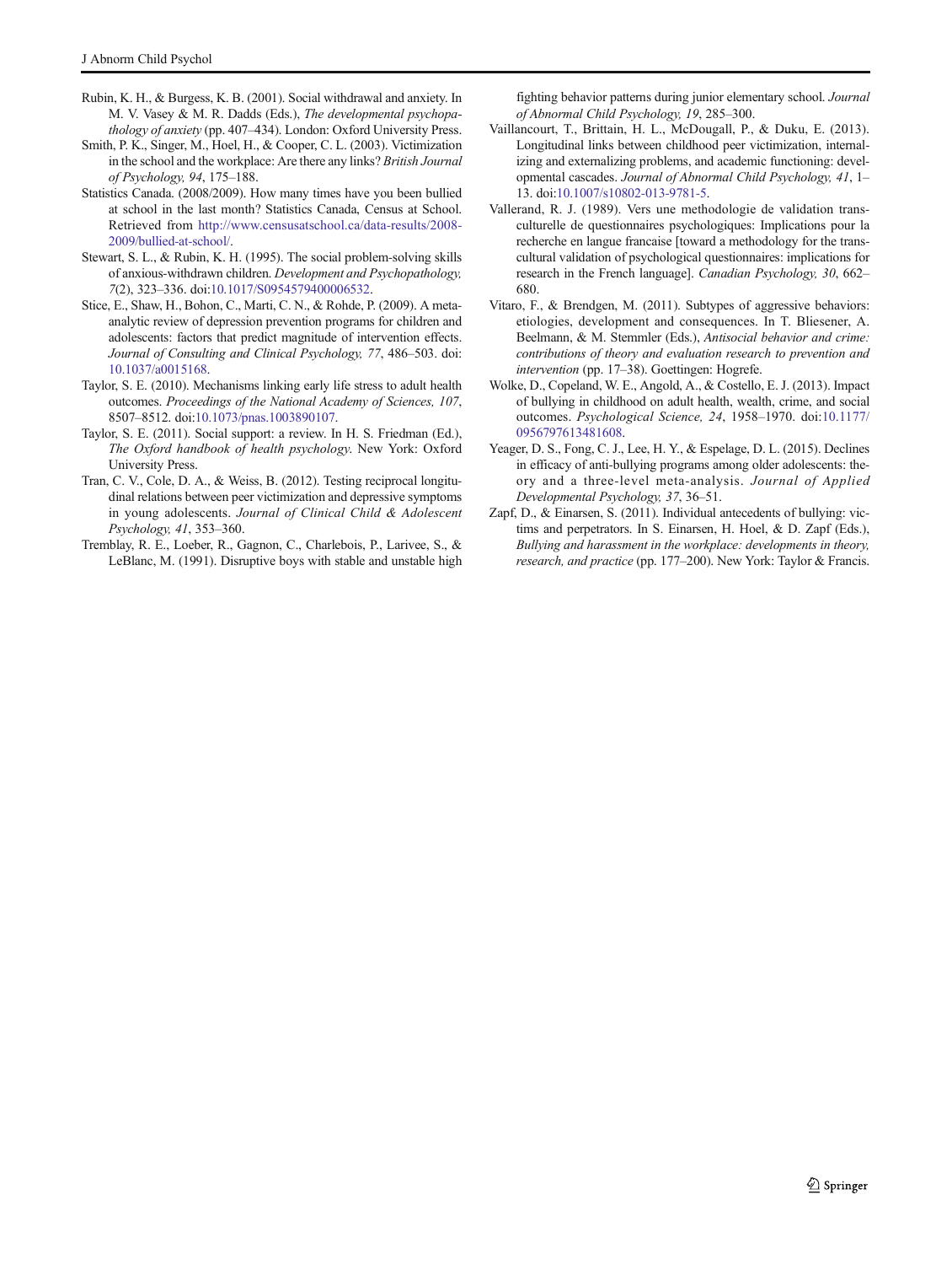Rubin, K. H., & Burgess, K. B. (2001). Social withdrawal and anxiety. In M. V. Vasey & M. R. Dadds (Eds.), *The developmental psychopathology of anxiety* (pp. 407–434). London: Oxford University Press.

Smith, P. K., Singer, M., Hoel, H., & Cooper, C. L. (2003). Victimization in the school and the workplace: Are there any links? *British Journal of Psychology, 94*, 175–188.

Statistics Canada. (2008/2009). How many times have you been bullied at school in the last month? Statistics Canada, Census at School. Retrieved from http://www.censusatschool.ca/data-results/2008-2009/bullied-at-school/.

Stewart, S. L., & Rubin, K. H. (1995). The social problem-solving skills of anxious-withdrawn children. *Development and Psychopathology, 7*(2), 323–336. doi:10.1017/S0954579400006532.

Stice, E., Shaw, H., Bohon, C., Marti, C. N., & Rohde, P. (2009). A meta-analytic review of depression prevention programs for children and adolescents: factors that predict magnitude of intervention effects. *Journal of Consulting and Clinical Psychology, 77*, 486–503. doi:10.1037/a0015168.

Taylor, S. E. (2010). Mechanisms linking early life stress to adult health outcomes. *Proceedings of the National Academy of Sciences, 107*, 8507–8512. doi:10.1073/pnas.1003890107.

Taylor, S. E. (2011). Social support: a review. In H. S. Friedman (Ed.), *The Oxford handbook of health psychology*. New York: Oxford University Press.

Tran, C. V., Cole, D. A., & Weiss, B. (2012). Testing reciprocal longitudinal relations between peer victimization and depressive symptoms in young adolescents. *Journal of Clinical Child & Adolescent Psychology, 41*, 353–360.

Tremblay, R. E., Loeber, R., Gagnon, C., Charlebois, P., Larivee, S., & LeBlanc, M. (1991). Disruptive boys with stable and unstable high fighting behavior patterns during junior elementary school. *Journal of Abnormal Child Psychology, 19*, 285–300.

Vaillancourt, T., Brittain, H. L., McDougall, P., & Duku, E. (2013). Longitudinal links between childhood peer victimization, internalizing and externalizing problems, and academic functioning: developmental cascades. *Journal of Abnormal Child Psychology, 41*, 1–13. doi:10.1007/s10802-013-9781-5.

Vallerand, R. J. (1989). Vers une methodologie de validation transculturelle de questionnaires psychologiques: Implications pour la recherche en langue francaise [toward a methodology for the transcultural validation of psychological questionnaires: implications for research in the French language]. *Canadian Psychology, 30*, 662–680.

Vitaro, F., & Brendgen, M. (2011). Subtypes of aggressive behaviors: etiologies, development and consequences. In T. Bliesener, A. Beelmann, & M. Stemmler (Eds.), *Antisocial behavior and crime: contributions of theory and evaluation research to prevention and intervention* (pp. 17–38). Goettingen: Hogrefe.

Wolke, D., Copeland, W. E., Angold, A., & Costello, E. J. (2013). Impact of bullying in childhood on adult health, wealth, crime, and social outcomes. *Psychological Science, 24*, 1958–1970. doi:10.1177/0956797613481608.

Yeager, D. S., Fong, C. J., Lee, H. Y., & Espelage, D. L. (2015). Declines in efficacy of anti-bullying programs among older adolescents: theory and a three-level meta-analysis. *Journal of Applied Developmental Psychology, 37*, 36–51.

Zapf, D., & Einarsen, S. (2011). Individual antecedents of bullying: victims and perpetrators. In S. Einarsen, H. Hoel, & D. Zapf (Eds.), *Bullying and harassment in the workplace: developments in theory, research, and practice* (pp. 177–200). New York: Taylor & Francis.